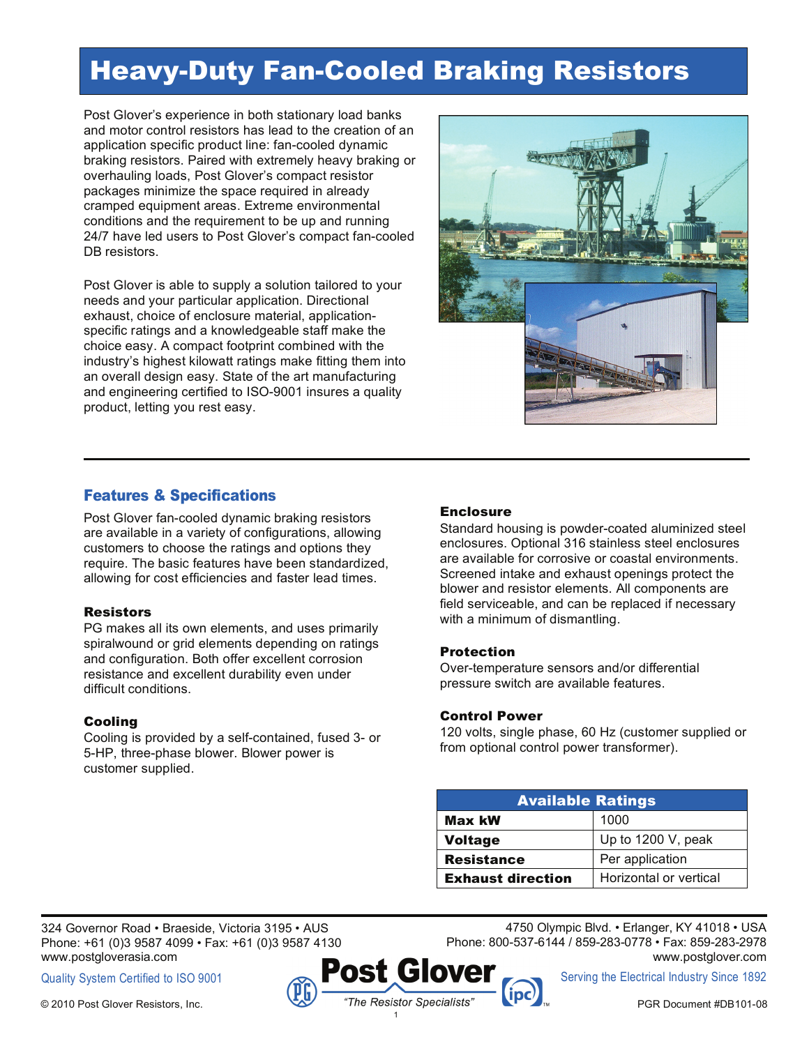# Heavy-Duty Fan-Cooled Braking Resistors

Post Glover's experience in both stationary load banks and motor control resistors has lead to the creation of an application specific product line: fan-cooled dynamic braking resistors. Paired with extremely heavy braking or overhauling loads, Post Glover's compact resistor packages minimize the space required in already cramped equipment areas. Extreme environmental conditions and the requirement to be up and running 24/7 have led users to Post Glover's compact fan-cooled DB resistors.

Post Glover is able to supply a solution tailored to your needs and your particular application. Directional exhaust, choice of enclosure material, application-specific ratings and a knowledgeable staff make the choice easy. A compact footprint combined with the industry's highest kilowatt ratings make fitting them into an overall design easy. State of the art manufacturing and engineering certified to ISO-9001 insures a quality product, letting you rest easy.

---

## Features & Specifications

Post Glover fan-cooled dynamic braking resistors are available in a variety of configurations, allowing customers to choose the ratings and options they require. The basic features have been standardized, allowing for cost efficiencies and faster lead times.

### Resistors

PG makes all its own elements, and uses primarily spiralwound or grid elements depending on ratings and configuration. Both offer excellent corrosion resistance and excellent durability even under difficult conditions.

### Cooling

Cooling is provided by a self-contained, fused 3- or 5-HP, three-phase blower. Blower power is customer supplied.

### Enclosure

Standard housing is powder-coated aluminized steel enclosures. Optional 316 stainless steel enclosures are available for corrosive or coastal environments. Screened intake and exhaust openings protect the blower and resistor elements. All components are field serviceable, and can be replaced if necessary with a minimum of dismantling.

### Protection

Over-temperature sensors and/or differential pressure switch are available features.

### Control Power

120 volts, single phase, 60 Hz (customer supplied or from optional control power transformer).

| Available Ratings | |
|---|---|
| **Max kW** | 1000 |
| **Voltage** | Up to 1200 V, peak |
| **Resistance** | Per application |
| **Exhaust direction** | Horizontal or vertical |

---

324 Governor Road • Braeside, Victoria 3195 • AUS
Phone: +61 (0)3 9587 4099 • Fax: +61 (0)3 9587 4130
www.postgloverasia.com

4750 Olympic Blvd. • Erlanger, KY 41018 • USA
Phone: 800-537-6144 / 859-283-0778 • Fax: 859-283-2978
www.postglover.com

Quality System Certified to ISO 9001

Post Glover — "The Resistor Specialists"

Serving the Electrical Industry Since 1892

© 2010 Post Glover Resistors, Inc.

PGR Document #DB101-08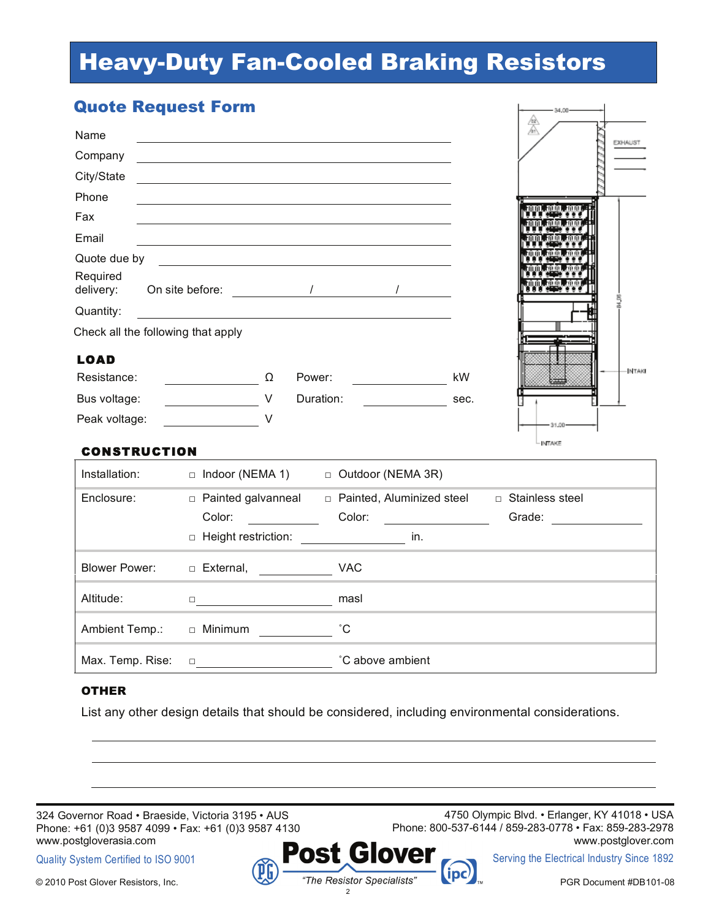# Heavy-Duty Fan-Cooled Braking Resistors

## Quote Request Form

Name \_\_\_\_\_\_\_\_\_\_\_\_\_\_\_\_\_\_\_\_\_\_\_\_\_\_\_\_\_\_

Company \_\_\_\_\_\_\_\_\_\_\_\_\_\_\_\_\_\_\_\_\_\_\_\_\_\_\_\_\_\_

City/State \_\_\_\_\_\_\_\_\_\_\_\_\_\_\_\_\_\_\_\_\_\_\_\_\_\_\_\_\_\_

Phone \_\_\_\_\_\_\_\_\_\_\_\_\_\_\_\_\_\_\_\_\_\_\_\_\_\_\_\_\_\_

Fax \_\_\_\_\_\_\_\_\_\_\_\_\_\_\_\_\_\_\_\_\_\_\_\_\_\_\_\_\_\_

Email \_\_\_\_\_\_\_\_\_\_\_\_\_\_\_\_\_\_\_\_\_\_\_\_\_\_\_\_\_\_

Quote due by \_\_\_\_\_\_\_\_\_\_\_\_\_\_\_\_\_\_\_\_\_\_\_\_\_\_\_\_\_\_

Required delivery: On site before: \_\_\_\_\_\_ / \_\_\_\_\_\_ / \_\_\_\_\_\_

Quantity: \_\_\_\_\_\_\_\_\_\_\_\_\_\_\_\_\_\_\_\_\_\_\_\_\_\_\_\_\_\_

Check all the following that apply

34.00

EXHAUST

84.00

INTAKE

31.00

INTAKE

### LOAD

| | | | | | |
|---|---|---|---|---|---|
| Resistance: | \_\_\_\_\_\_ | Ω | Power: | \_\_\_\_\_\_ | kW |
| Bus voltage: | \_\_\_\_\_\_ | V | Duration: | \_\_\_\_\_\_ | sec. |
| Peak voltage: | \_\_\_\_\_\_ | V | | | |

### CONSTRUCTION

| | | | |
|---|---|---|---|
| Installation: | □ Indoor (NEMA 1) | □ Outdoor (NEMA 3R) | |
| Enclosure: | □ Painted galvanneal<br>Color: \_\_\_\_\_\_<br>□ Height restriction: \_\_\_\_\_\_ in. | □ Painted, Aluminized steel<br>Color: \_\_\_\_\_\_ | □ Stainless steel<br>Grade: \_\_\_\_\_\_ |
| Blower Power: | □ External, \_\_\_\_\_\_ VAC | | |
| Altitude: | □ \_\_\_\_\_\_ masl | | |
| Ambient Temp.: | □ Minimum \_\_\_\_\_\_ ˚C | | |
| Max. Temp. Rise: | □ \_\_\_\_\_\_ ˚C above ambient | | |

### OTHER

List any other design details that should be considered, including environmental considerations.

\_\_\_\_\_\_\_\_\_\_\_\_\_\_\_\_\_\_\_\_\_\_\_\_\_\_\_\_\_\_

\_\_\_\_\_\_\_\_\_\_\_\_\_\_\_\_\_\_\_\_\_\_\_\_\_\_\_\_\_\_

\_\_\_\_\_\_\_\_\_\_\_\_\_\_\_\_\_\_\_\_\_\_\_\_\_\_\_\_\_\_

324 Governor Road • Braeside, Victoria 3195 • AUS
Phone: +61 (0)3 9587 4099 • Fax: +61 (0)3 9587 4130
www.postgloverasia.com

4750 Olympic Blvd. • Erlanger, KY 41018 • USA
Phone: 800-537-6144 / 859-283-0778 • Fax: 859-283-2978
www.postglover.com

Quality System Certified to ISO 9001

Post Glover — "The Resistor Specialists"

Serving the Electrical Industry Since 1892

© 2010 Post Glover Resistors, Inc.

PGR Document #DB101-08